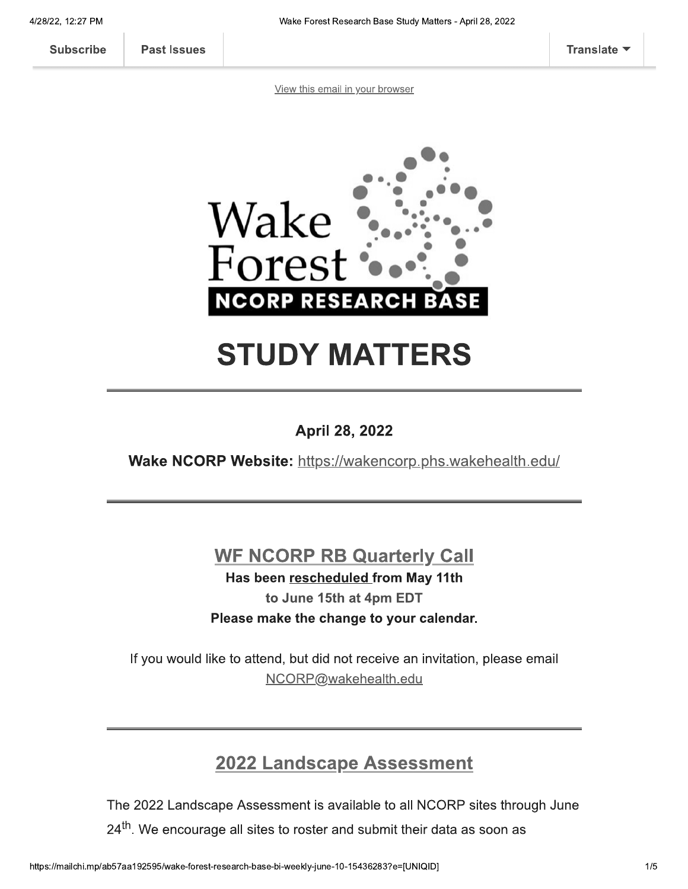Subscribe | Past Issues | Translate

View this email in your browser

Wake Forest
NCORP RESEARCH BASE

# STUDY MATTERS

---

**April 28, 2022**

**Wake NCORP Website:** https://wakencorp.phs.wakehealth.edu/

---

## WF NCORP RB Quarterly Call

**Has been rescheduled from May 11th**
**to June 15th at 4pm EDT**
**Please make the change to your calendar.**

If you would like to attend, but did not receive an invitation, please email NCORP@wakehealth.edu

---

## 2022 Landscape Assessment

The 2022 Landscape Assessment is available to all NCORP sites through June 24th. We encourage all sites to roster and submit their data as soon as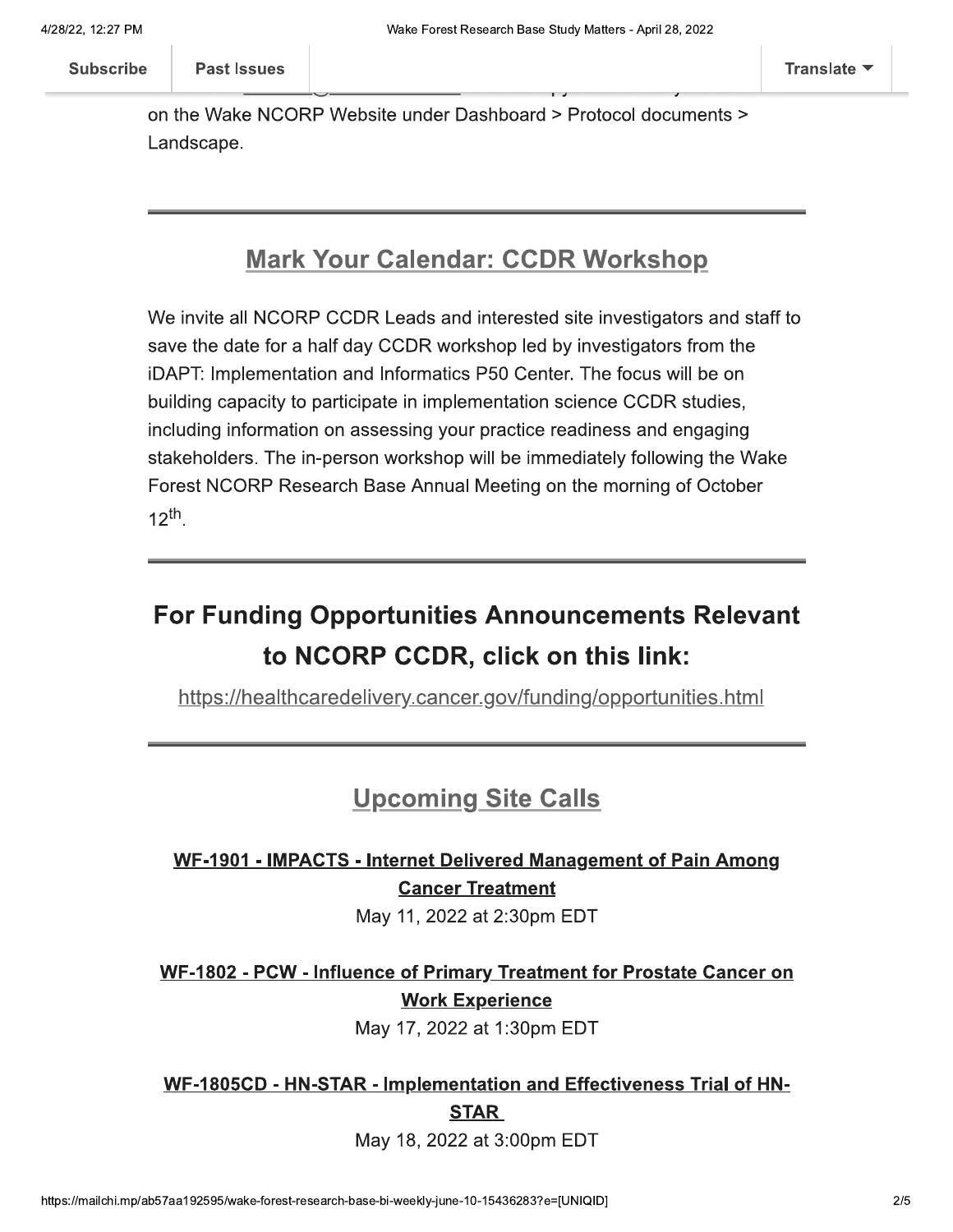on the Wake NCORP Website under Dashboard > Protocol documents > Landscape.

---

## Mark Your Calendar: CCDR Workshop

We invite all NCORP CCDR Leads and interested site investigators and staff to save the date for a half day CCDR workshop led by investigators from the iDAPT: Implementation and Informatics P50 Center. The focus will be on building capacity to participate in implementation science CCDR studies, including information on assessing your practice readiness and engaging stakeholders. The in-person workshop will be immediately following the Wake Forest NCORP Research Base Annual Meeting on the morning of October 12th.

---

## For Funding Opportunities Announcements Relevant to NCORP CCDR, click on this link:

https://healthcaredelivery.cancer.gov/funding/opportunities.html

---

## Upcoming Site Calls

**WF-1901 - IMPACTS - Internet Delivered Management of Pain Among Cancer Treatment**
May 11, 2022 at 2:30pm EDT

**WF-1802 - PCW - Influence of Primary Treatment for Prostate Cancer on Work Experience**
May 17, 2022 at 1:30pm EDT

**WF-1805CD - HN-STAR - Implementation and Effectiveness Trial of HN-STAR**
May 18, 2022 at 3:00pm EDT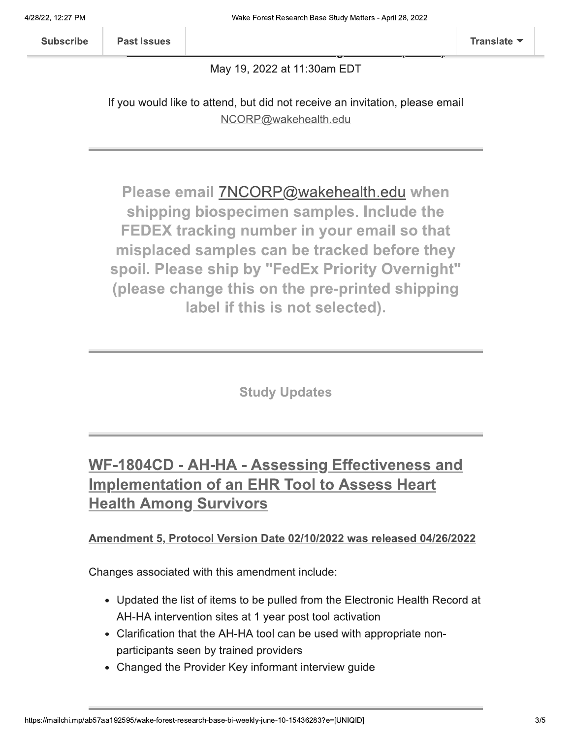May 19, 2022 at 11:30am EDT

If you would like to attend, but did not receive an invitation, please email NCORP@wakehealth.edu

---

**Please email 7NCORP@wakehealth.edu when shipping biospecimen samples. Include the FEDEX tracking number in your email so that misplaced samples can be tracked before they spoil. Please ship by "FedEx Priority Overnight" (please change this on the pre-printed shipping label if this is not selected).**

---

**Study Updates**

---

## WF-1804CD - AH-HA - Assessing Effectiveness and Implementation of an EHR Tool to Assess Heart Health Among Survivors

**Amendment 5, Protocol Version Date 02/10/2022 was released 04/26/2022**

Changes associated with this amendment include:

- Updated the list of items to be pulled from the Electronic Health Record at AH-HA intervention sites at 1 year post tool activation
- Clarification that the AH-HA tool can be used with appropriate non-participants seen by trained providers
- Changed the Provider Key informant interview guide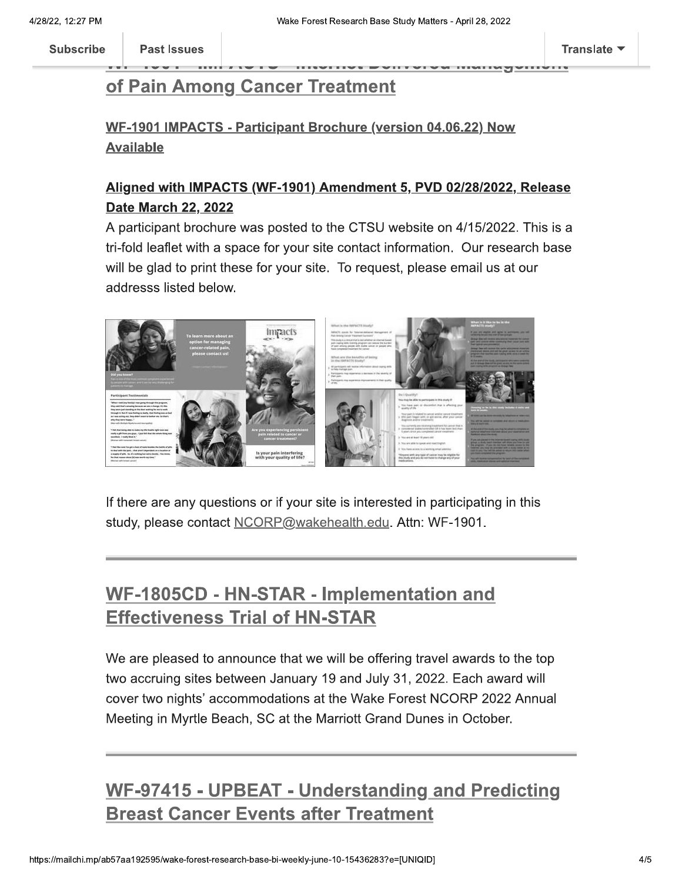## of Pain Among Cancer Treatment

### WF-1901 IMPACTS - Participant Brochure (version 04.06.22) Now Available

### Aligned with IMPACTS (WF-1901) Amendment 5, PVD 02/28/2022, Release Date March 22, 2022

A participant brochure was posted to the CTSU website on 4/15/2022. This is a tri-fold leaflet with a space for your site contact information. Our research base will be glad to print these for your site. To request, please email us at our addresss listed below.

If there are any questions or if your site is interested in participating in this study, please contact NCORP@wakehealth.edu. Attn: WF-1901.

---

## WF-1805CD - HN-STAR - Implementation and Effectiveness Trial of HN-STAR

We are pleased to announce that we will be offering travel awards to the top two accruing sites between January 19 and July 31, 2022. Each award will cover two nights' accommodations at the Wake Forest NCORP 2022 Annual Meeting in Myrtle Beach, SC at the Marriott Grand Dunes in October.

---

## WF-97415 - UPBEAT - Understanding and Predicting Breast Cancer Events after Treatment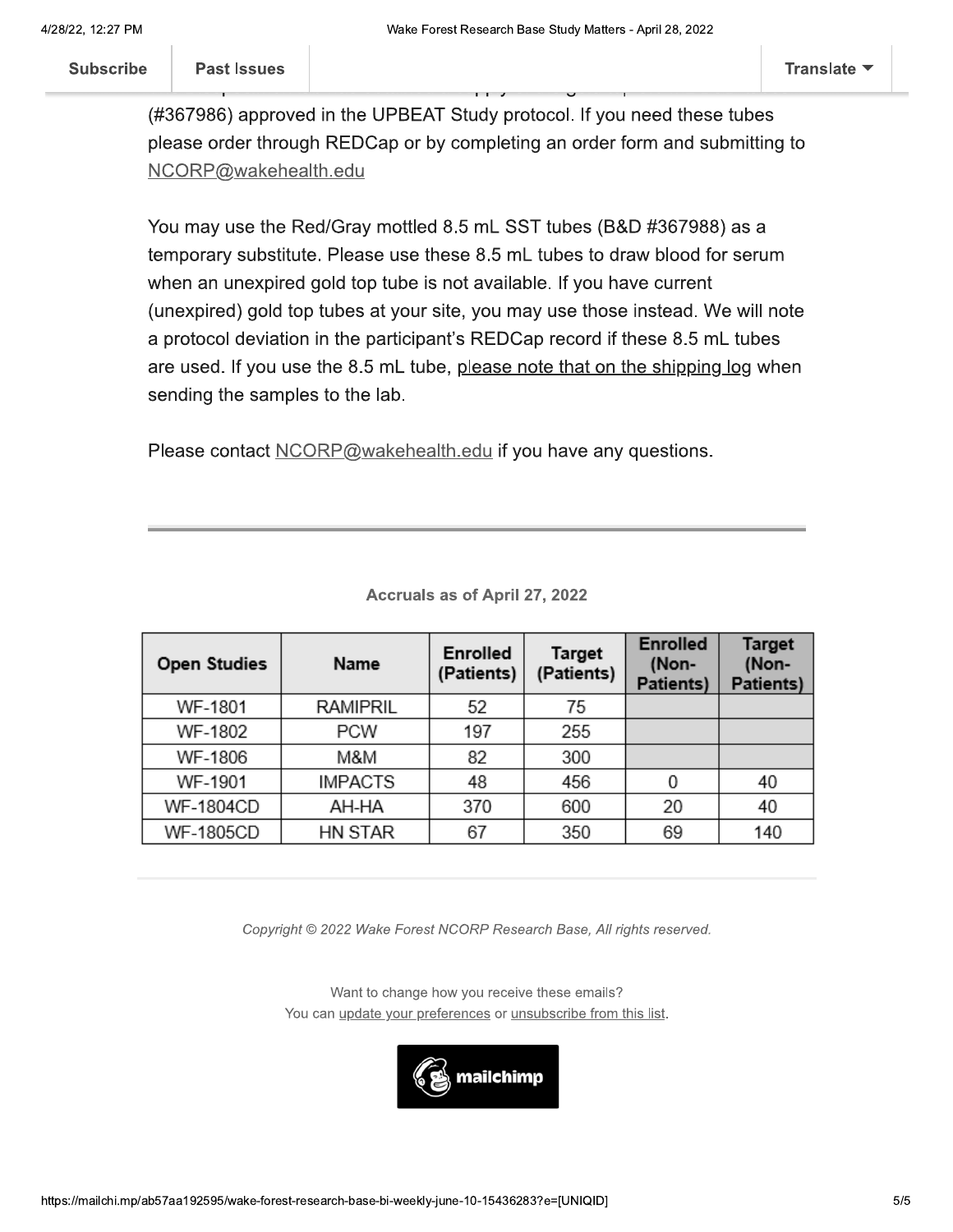(#367986) approved in the UPBEAT Study protocol. If you need these tubes please order through REDCap or by completing an order form and submitting to NCORP@wakehealth.edu

You may use the Red/Gray mottled 8.5 mL SST tubes (B&D #367988) as a temporary substitute. Please use these 8.5 mL tubes to draw blood for serum when an unexpired gold top tube is not available. If you have current (unexpired) gold top tubes at your site, you may use those instead. We will note a protocol deviation in the participant's REDCap record if these 8.5 mL tubes are used. If you use the 8.5 mL tube, please note that on the shipping log when sending the samples to the lab.

Please contact NCORP@wakehealth.edu if you have any questions.

---

**Accruals as of April 27, 2022**

| Open Studies | Name | Enrolled (Patients) | Target (Patients) | Enrolled (Non-Patients) | Target (Non-Patients) |
|---|---|---|---|---|---|
| WF-1801 | RAMIPRIL | 52 | 75 | | |
| WF-1802 | PCW | 197 | 255 | | |
| WF-1806 | M&M | 82 | 300 | | |
| WF-1901 | IMPACTS | 48 | 456 | 0 | 40 |
| WF-1804CD | AH-HA | 370 | 600 | 20 | 40 |
| WF-1805CD | HN STAR | 67 | 350 | 69 | 140 |

*Copyright © 2022 Wake Forest NCORP Research Base, All rights reserved.*

Want to change how you receive these emails?
You can update your preferences or unsubscribe from this list.

mailchimp